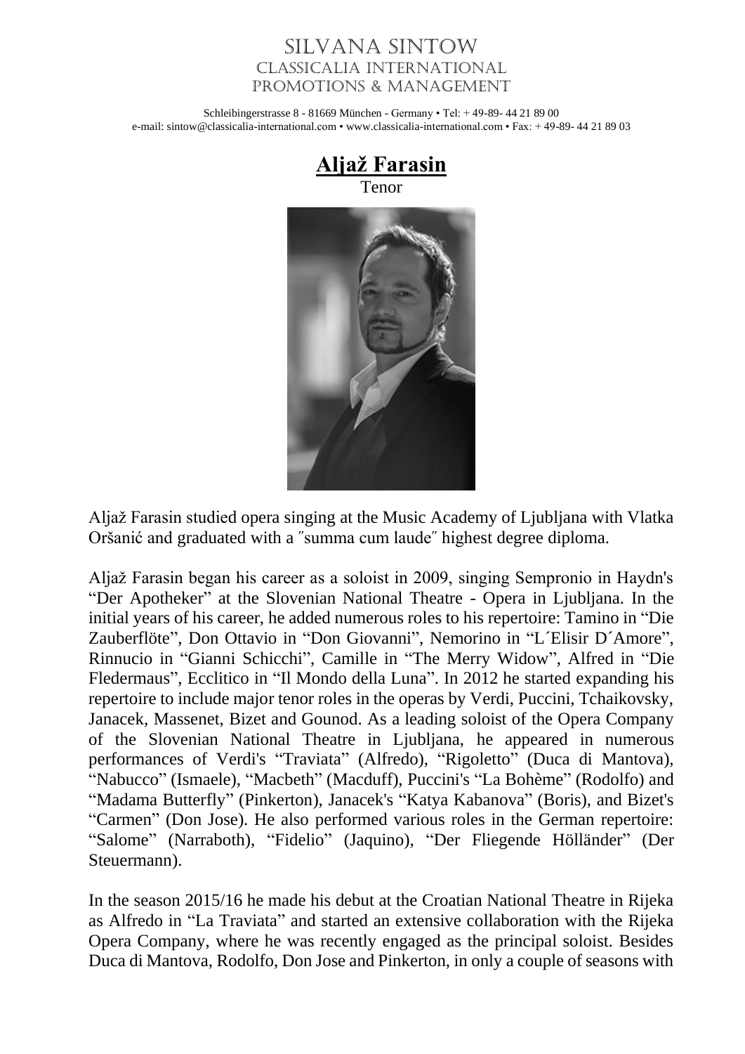# Silvana Sintow
## Classicalia International
## Promotions & Management

Schleibingerstrasse 8 - 81669 München - Germany • Tel: + 49-89- 44 21 89 00
e-mail: sintow@classicalia-international.com • www.classicalia-international.com • Fax: + 49-89- 44 21 89 03

# **Aljaž Farasin**

Tenor

Aljaž Farasin studied opera singing at the Music Academy of Ljubljana with Vlatka Oršanić and graduated with a ″summa cum laude″ highest degree diploma.

Aljaž Farasin began his career as a soloist in 2009, singing Sempronio in Haydn's "Der Apotheker" at the Slovenian National Theatre - Opera in Ljubljana. In the initial years of his career, he added numerous roles to his repertoire: Tamino in "Die Zauberflöte", Don Ottavio in "Don Giovanni", Nemorino in "L´Elisir D´Amore", Rinnucio in "Gianni Schicchi", Camille in "The Merry Widow", Alfred in "Die Fledermaus", Ecclitico in "Il Mondo della Luna". In 2012 he started expanding his repertoire to include major tenor roles in the operas by Verdi, Puccini, Tchaikovsky, Janacek, Massenet, Bizet and Gounod. As a leading soloist of the Opera Company of the Slovenian National Theatre in Ljubljana, he appeared in numerous performances of Verdi's "Traviata" (Alfredo), "Rigoletto" (Duca di Mantova), "Nabucco" (Ismaele), "Macbeth" (Macduff), Puccini's "La Bohème" (Rodolfo) and "Madama Butterfly" (Pinkerton), Janacek's "Katya Kabanova" (Boris), and Bizet's "Carmen" (Don Jose). He also performed various roles in the German repertoire: "Salome" (Narraboth), "Fidelio" (Jaquino), "Der Fliegende Holländer" (Der Steuermann).

In the season 2015/16 he made his debut at the Croatian National Theatre in Rijeka as Alfredo in "La Traviata" and started an extensive collaboration with the Rijeka Opera Company, where he was recently engaged as the principal soloist. Besides Duca di Mantova, Rodolfo, Don Jose and Pinkerton, in only a couple of seasons with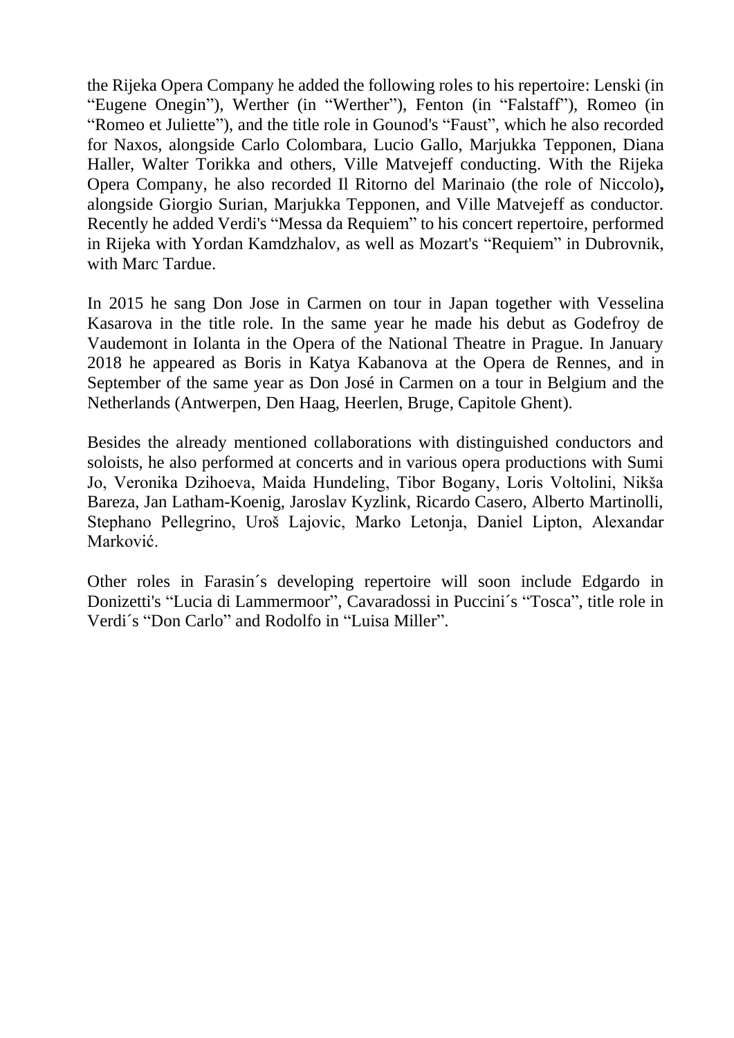the Rijeka Opera Company he added the following roles to his repertoire: Lenski (in "Eugene Onegin"), Werther (in "Werther"), Fenton (in "Falstaff"), Romeo (in "Romeo et Juliette"), and the title role in Gounod's "Faust", which he also recorded for Naxos, alongside Carlo Colombara, Lucio Gallo, Marjukka Tepponen, Diana Haller, Walter Torikka and others, Ville Matvejeff conducting. With the Rijeka Opera Company, he also recorded Il Ritorno del Marinaio (the role of Niccolo)**,** alongside Giorgio Surian, Marjukka Tepponen, and Ville Matvejeff as conductor. Recently he added Verdi's "Messa da Requiem" to his concert repertoire, performed in Rijeka with Yordan Kamdzhalov, as well as Mozart's "Requiem" in Dubrovnik, with Marc Tardue.

In 2015 he sang Don Jose in Carmen on tour in Japan together with Vesselina Kasarova in the title role. In the same year he made his debut as Godefroy de Vaudemont in Iolanta in the Opera of the National Theatre in Prague. In January 2018 he appeared as Boris in Katya Kabanova at the Opera de Rennes, and in September of the same year as Don José in Carmen on a tour in Belgium and the Netherlands (Antwerpen, Den Haag, Heerlen, Bruge, Capitole Ghent).

Besides the already mentioned collaborations with distinguished conductors and soloists, he also performed at concerts and in various opera productions with Sumi Jo, Veronika Dzihoeva, Maida Hundeling, Tibor Bogany, Loris Voltolini, Nikša Bareza, Jan Latham-Koenig, Jaroslav Kyzlink, Ricardo Casero, Alberto Martinolli, Stephano Pellegrino, Uroš Lajovic, Marko Letonja, Daniel Lipton, Alexandar Marković.

Other roles in Farasin´s developing repertoire will soon include Edgardo in Donizetti's "Lucia di Lammermoor", Cavaradossi in Puccini´s "Tosca", title role in Verdi´s "Don Carlo" and Rodolfo in "Luisa Miller".